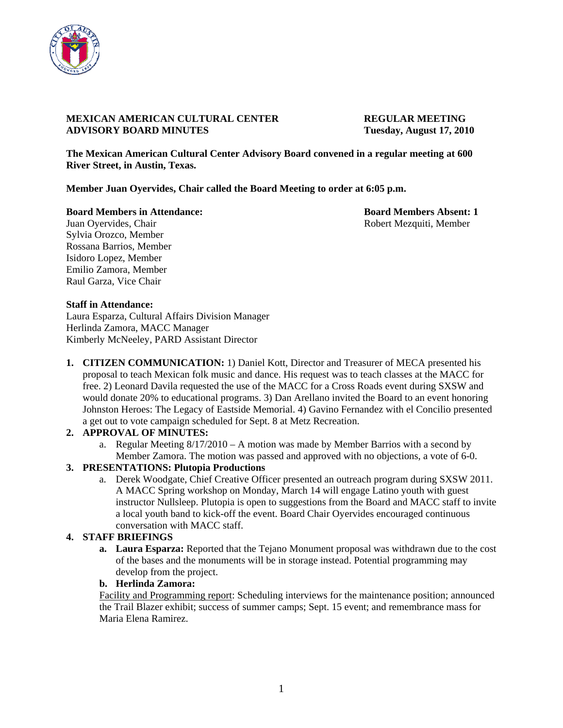**MEXICAN AMERICAN CULTURAL CENTER ADVISORY BOARD MINUTES**

**REGULAR MEETING Tuesday, August 17, 2010**

**The Mexican American Cultural Center Advisory Board convened in a regular meeting at 600 River Street, in Austin, Texas.**

**Member Juan Oyervides, Chair called the Board Meeting to order at 6:05 p.m.**

**Board Members in Attendance:**
Juan Oyervides, Chair
Sylvia Orozco, Member
Rossana Barrios, Member
Isidoro Lopez, Member
Emilio Zamora, Member
Raul Garza, Vice Chair

**Board Members Absent: 1**
Robert Mezquiti, Member

**Staff in Attendance:**
Laura Esparza, Cultural Affairs Division Manager
Herlinda Zamora, MACC Manager
Kimberly McNeeley, PARD Assistant Director

1. **CITIZEN COMMUNICATION:** 1) Daniel Kott, Director and Treasurer of MECA presented his proposal to teach Mexican folk music and dance. His request was to teach classes at the MACC for free. 2) Leonard Davila requested the use of the MACC for a Cross Roads event during SXSW and would donate 20% to educational programs. 3) Dan Arellano invited the Board to an event honoring Johnston Heroes: The Legacy of Eastside Memorial. 4) Gavino Fernandez with el Concilio presented a get out to vote campaign scheduled for Sept. 8 at Metz Recreation.

2. **APPROVAL OF MINUTES:**
   a. Regular Meeting 8/17/2010 – A motion was made by Member Barrios with a second by Member Zamora. The motion was passed and approved with no objections, a vote of 6-0.

3. **PRESENTATIONS: Plutopia Productions**
   a. Derek Woodgate, Chief Creative Officer presented an outreach program during SXSW 2011. A MACC Spring workshop on Monday, March 14 will engage Latino youth with guest instructor Nullsleep. Plutopia is open to suggestions from the Board and MACC staff to invite a local youth band to kick-off the event. Board Chair Oyervides encouraged continuous conversation with MACC staff.

4. **STAFF BRIEFINGS**
   a. **Laura Esparza:** Reported that the Tejano Monument proposal was withdrawn due to the cost of the bases and the monuments will be in storage instead. Potential programming may develop from the project.
   b. **Herlinda Zamora:**
   Facility and Programming report: Scheduling interviews for the maintenance position; announced the Trail Blazer exhibit; success of summer camps; Sept. 15 event; and remembrance mass for Maria Elena Ramirez.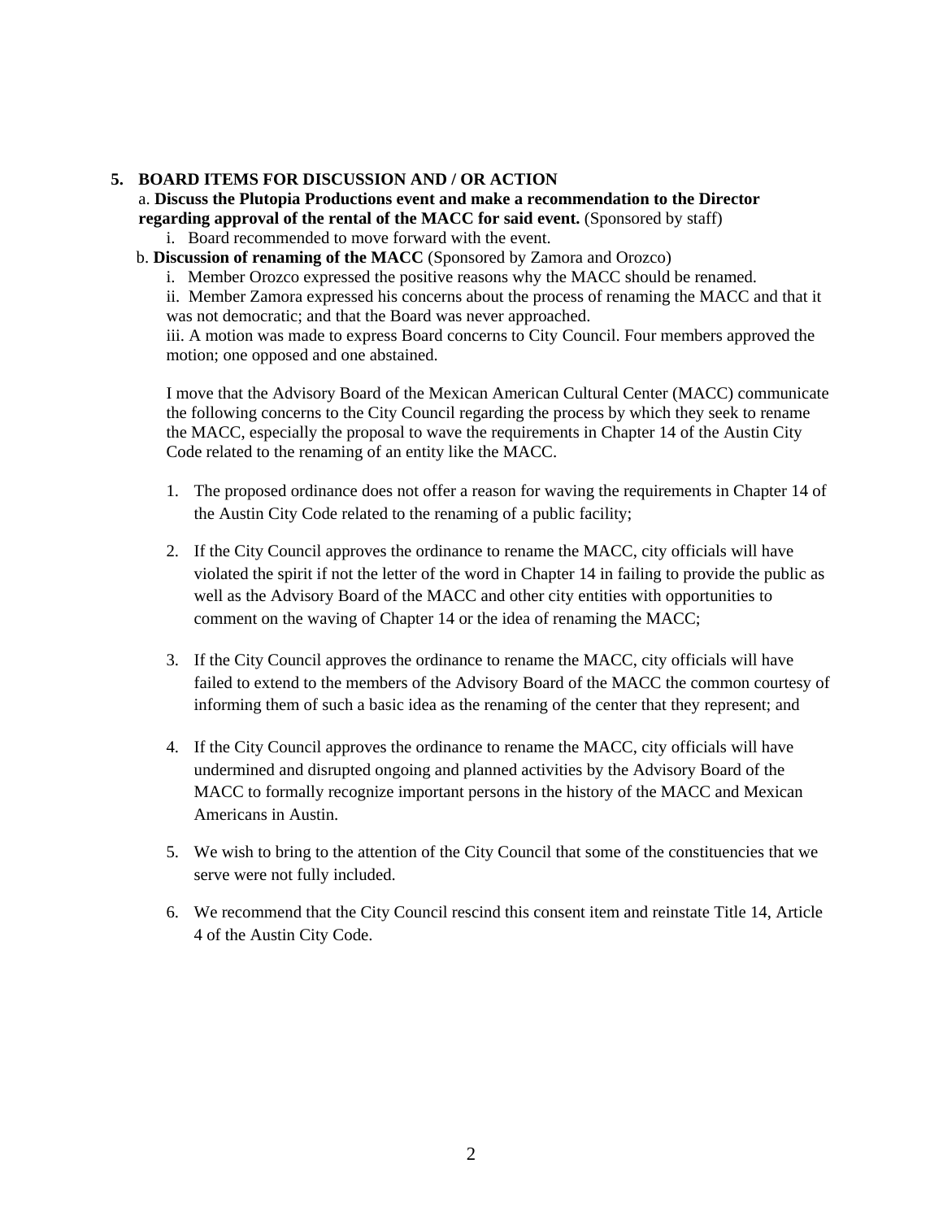## 5. BOARD ITEMS FOR DISCUSSION AND / OR ACTION

a. **Discuss the Plutopia Productions event and make a recommendation to the Director regarding approval of the rental of the MACC for said event.** (Sponsored by staff)

i. Board recommended to move forward with the event.

b. **Discussion of renaming of the MACC** (Sponsored by Zamora and Orozco)

i. Member Orozco expressed the positive reasons why the MACC should be renamed.

ii. Member Zamora expressed his concerns about the process of renaming the MACC and that it was not democratic; and that the Board was never approached.

iii. A motion was made to express Board concerns to City Council. Four members approved the motion; one opposed and one abstained.

I move that the Advisory Board of the Mexican American Cultural Center (MACC) communicate the following concerns to the City Council regarding the process by which they seek to rename the MACC, especially the proposal to wave the requirements in Chapter 14 of the Austin City Code related to the renaming of an entity like the MACC.

1. The proposed ordinance does not offer a reason for waving the requirements in Chapter 14 of the Austin City Code related to the renaming of a public facility;

2. If the City Council approves the ordinance to rename the MACC, city officials will have violated the spirit if not the letter of the word in Chapter 14 in failing to provide the public as well as the Advisory Board of the MACC and other city entities with opportunities to comment on the waving of Chapter 14 or the idea of renaming the MACC;

3. If the City Council approves the ordinance to rename the MACC, city officials will have failed to extend to the members of the Advisory Board of the MACC the common courtesy of informing them of such a basic idea as the renaming of the center that they represent; and

4. If the City Council approves the ordinance to rename the MACC, city officials will have undermined and disrupted ongoing and planned activities by the Advisory Board of the MACC to formally recognize important persons in the history of the MACC and Mexican Americans in Austin.

5. We wish to bring to the attention of the City Council that some of the constituencies that we serve were not fully included.

6. We recommend that the City Council rescind this consent item and reinstate Title 14, Article 4 of the Austin City Code.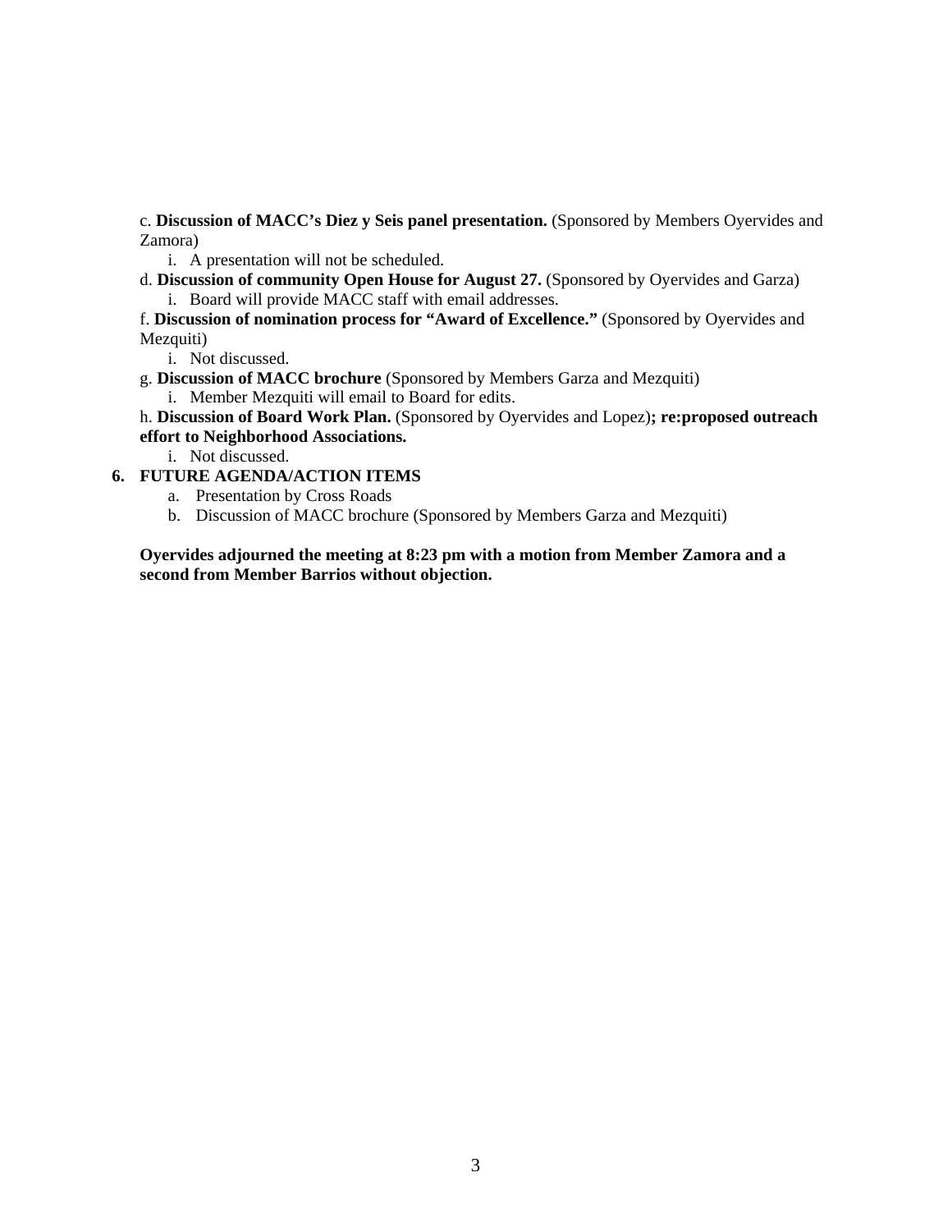c. **Discussion of MACC's Diez y Seis panel presentation.** (Sponsored by Members Oyervides and Zamora)

i. A presentation will not be scheduled.

d. **Discussion of community Open House for August 27.** (Sponsored by Oyervides and Garza)

i. Board will provide MACC staff with email addresses.

f. **Discussion of nomination process for "Award of Excellence."** (Sponsored by Oyervides and Mezquiti)

i. Not discussed.

g. **Discussion of MACC brochure** (Sponsored by Members Garza and Mezquiti)

i. Member Mezquiti will email to Board for edits.

h. **Discussion of Board Work Plan.** (Sponsored by Oyervides and Lopez)**; re:proposed outreach effort to Neighborhood Associations.**

i. Not discussed.

**6. FUTURE AGENDA/ACTION ITEMS**

a. Presentation by Cross Roads
b. Discussion of MACC brochure (Sponsored by Members Garza and Mezquiti)

**Oyervides adjourned the meeting at 8:23 pm with a motion from Member Zamora and a second from Member Barrios without objection.**